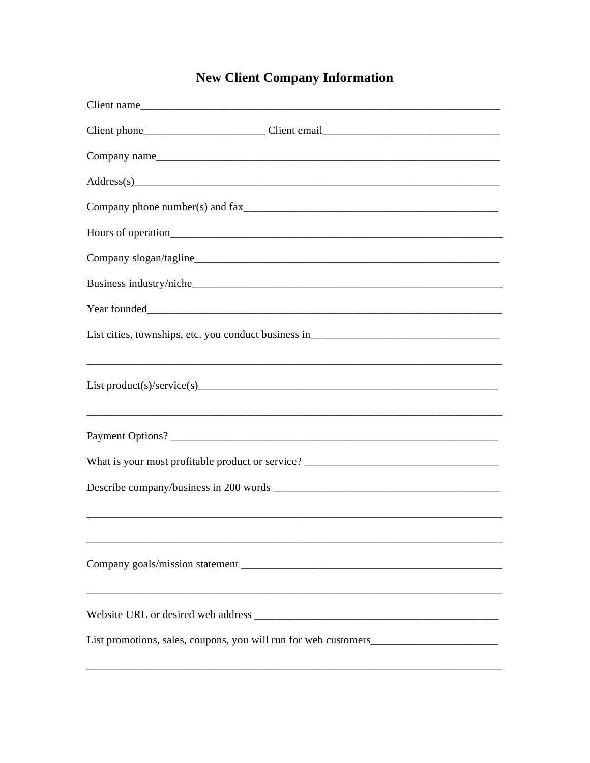# New Client Company Information

Client name_______________________________________________________________

Client phone______________________ Client email________________________________

Company name_____________________________________________________________

Address(s)_________________________________________________________________

Company phone number(s) and fax_______________________________________________

Hours of operation___________________________________________________________

Company slogan/tagline_______________________________________________________

Business industry/niche_______________________________________________________

Year founded_______________________________________________________________

List cities, townships, etc. you conduct business in__________________________________

___________________________________________________________________________

List product(s)/service(s)______________________________________________________

___________________________________________________________________________

Payment Options? ____________________________________________________________

What is your most profitable product or service? ___________________________________

Describe company/business in 200 words _________________________________________

___________________________________________________________________________

___________________________________________________________________________

Company goals/mission statement ______________________________________________

___________________________________________________________________________

Website URL or desired web address ____________________________________________

List promotions, sales, coupons, you will run for web customers_______________________

___________________________________________________________________________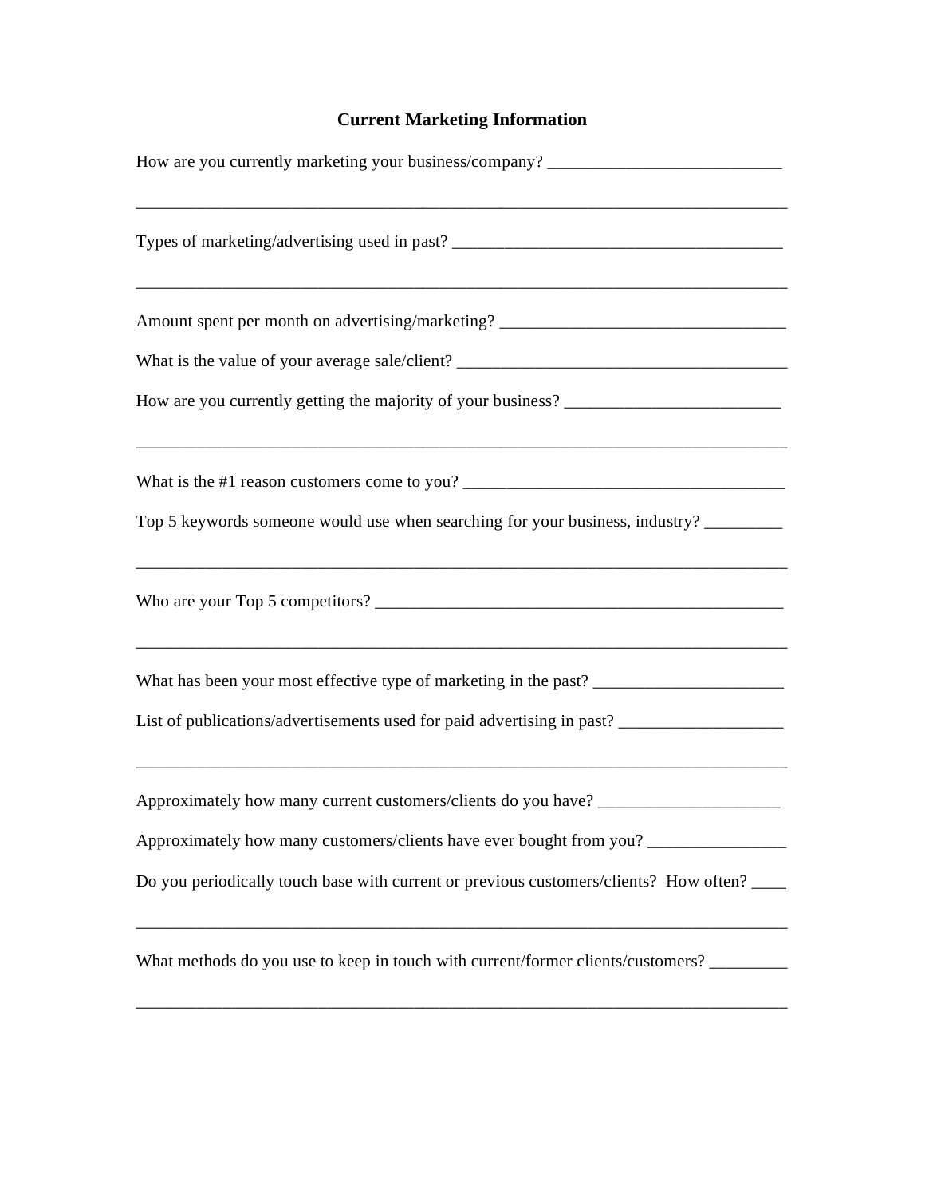## Current Marketing Information

How are you currently marketing your business/company? ___________________________

_____________________________________________________________________________

Types of marketing/advertising used in past? _______________________________________

_____________________________________________________________________________

Amount spent per month on advertising/marketing? _________________________________

What is the value of your average sale/client? ______________________________________

How are you currently getting the majority of your business? _________________________

_____________________________________________________________________________

What is the #1 reason customers come to you? _____________________________________

Top 5 keywords someone would use when searching for your business, industry? _________

_____________________________________________________________________________

Who are your Top 5 competitors? _______________________________________________

_____________________________________________________________________________

What has been your most effective type of marketing in the past? ______________________

List of publications/advertisements used for paid advertising in past? ___________________

_____________________________________________________________________________

Approximately how many current customers/clients do you have? _____________________

Approximately how many customers/clients have ever bought from you? ________________

Do you periodically touch base with current or previous customers/clients? How often? ____

_____________________________________________________________________________

What methods do you use to keep in touch with current/former clients/customers? _________

_____________________________________________________________________________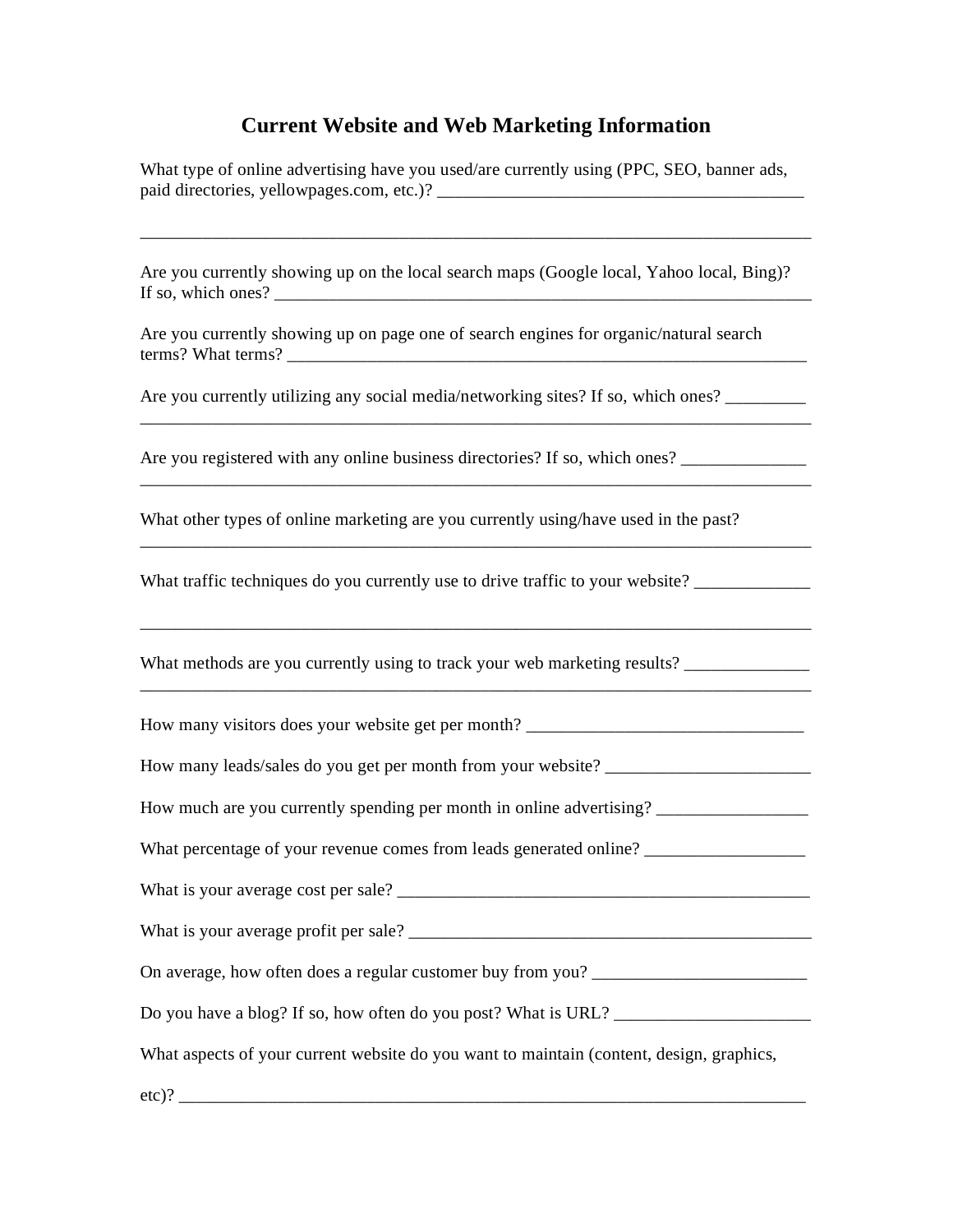# Current Website and Web Marketing Information

What type of online advertising have you used/are currently using (PPC, SEO, banner ads, paid directories, yellowpages.com, etc.)? _________________________________________

_____________________________________________________________________________

Are you currently showing up on the local search maps (Google local, Yahoo local, Bing)? If so, which ones? ____________________________________________________________

Are you currently showing up on page one of search engines for organic/natural search terms? What terms? __________________________________________________________

Are you currently utilizing any social media/networking sites? If so, which ones? _________
_____________________________________________________________________________

Are you registered with any online business directories? If so, which ones? ______________
_____________________________________________________________________________

What other types of online marketing are you currently using/have used in the past?
_____________________________________________________________________________

What traffic techniques do you currently use to drive traffic to your website? _____________

_____________________________________________________________________________

What methods are you currently using to track your web marketing results? ______________
_____________________________________________________________________________

How many visitors does your website get per month? ________________________________

How many leads/sales do you get per month from your website? _______________________

How much are you currently spending per month in online advertising? _________________

What percentage of your revenue comes from leads generated online? __________________

What is your average cost per sale? _______________________________________________

What is your average profit per sale? ______________________________________________

On average, how often does a regular customer buy from you? ________________________

Do you have a blog? If so, how often do you post? What is URL? ______________________

What aspects of your current website do you want to maintain (content, design, graphics, etc)? ________________________________________________________________________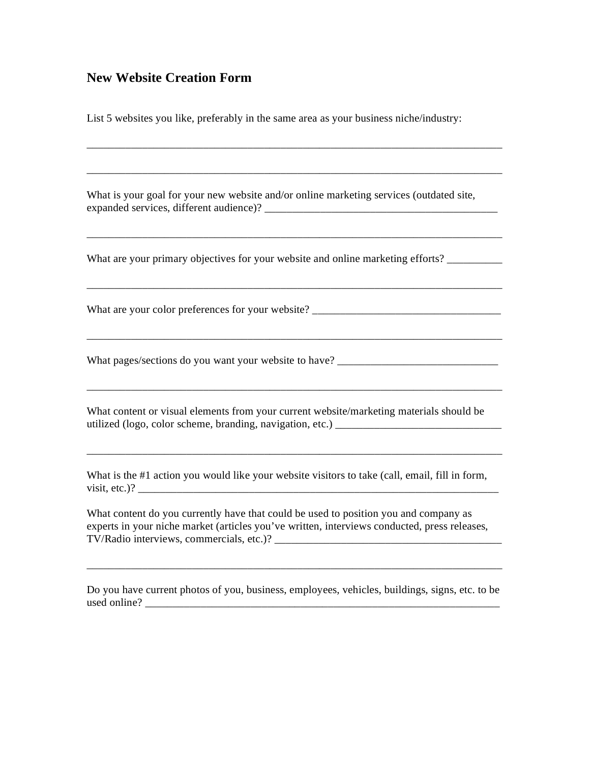## New Website Creation Form

List 5 websites you like, preferably in the same area as your business niche/industry:

_____________________________________________________________________________

_____________________________________________________________________________

What is your goal for your new website and/or online marketing services (outdated site, expanded services, different audience)? ___________________________________________

_____________________________________________________________________________

What are your primary objectives for your website and online marketing efforts? __________

_____________________________________________________________________________

What are your color preferences for your website? __________________________________

_____________________________________________________________________________

What pages/sections do you want your website to have? _____________________________

_____________________________________________________________________________

What content or visual elements from your current website/marketing materials should be utilized (logo, color scheme, branding, navigation, etc.) ______________________________

_____________________________________________________________________________

What is the #1 action you would like your website visitors to take (call, email, fill in form, visit, etc.)? __________________________________________________________________

What content do you currently have that could be used to position you and company as experts in your niche market (articles you've written, interviews conducted, press releases, TV/Radio interviews, commercials, etc.)? _________________________________________

_____________________________________________________________________________

Do you have current photos of you, business, employees, vehicles, buildings, signs, etc. to be used online? ________________________________________________________________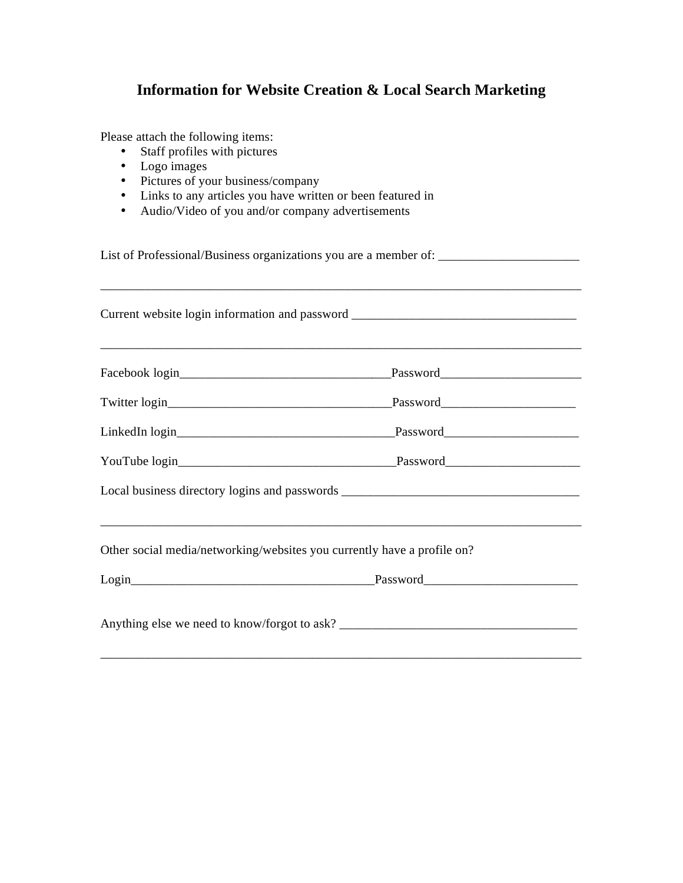# Information for Website Creation & Local Search Marketing

Please attach the following items:

- Staff profiles with pictures
- Logo images
- Pictures of your business/company
- Links to any articles you have written or been featured in
- Audio/Video of you and/or company advertisements

List of Professional/Business organizations you are a member of: ______________________

_____________________________________________________________________________

Current website login information and password ___________________________________

_____________________________________________________________________________

Facebook login_________________________________Password______________________

Twitter login___________________________________Password_____________________

LinkedIn login__________________________________Password_____________________

YouTube login__________________________________Password_____________________

Local business directory logins and passwords _____________________________________

_____________________________________________________________________________

Other social media/networking/websites you currently have a profile on?

Login______________________________________Password________________________

Anything else we need to know/forgot to ask? _____________________________________

_____________________________________________________________________________